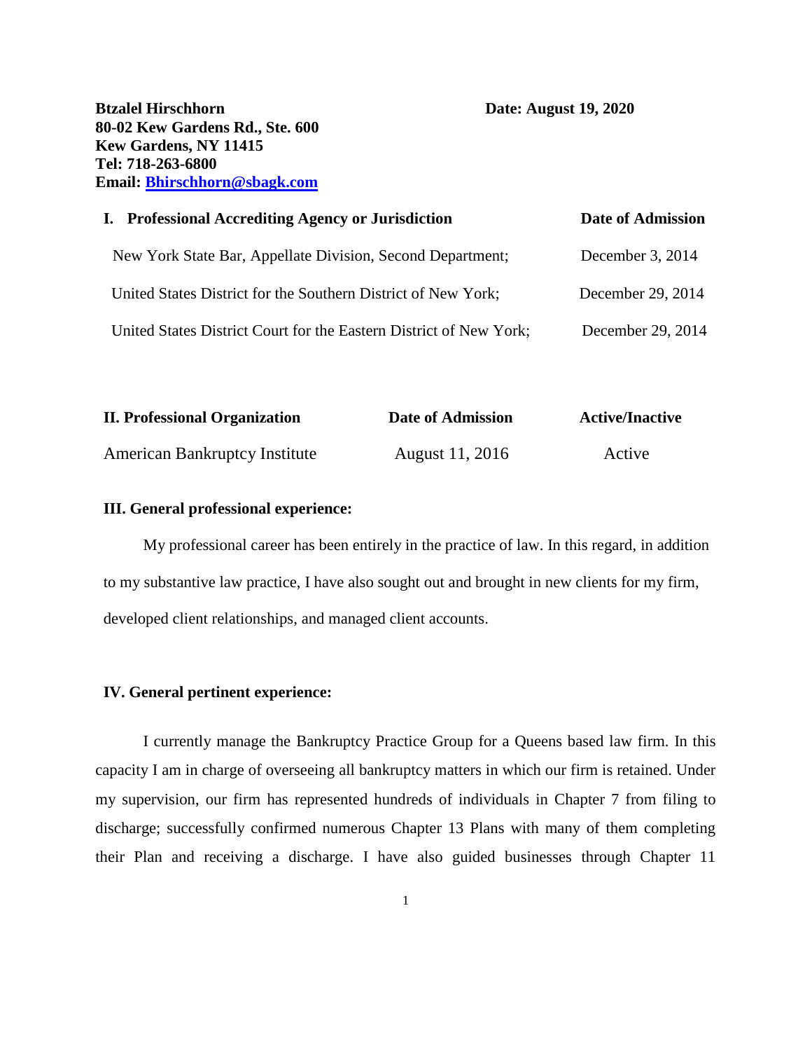**Btzalel Hirschhorn**
**80-02 Kew Gardens Rd., Ste. 600**
**Kew Gardens, NY 11415**
**Tel: 718-263-6800**
**Email: [Bhirschhorn@sbagk.com](mailto:Bhirschhorn@sbagk.com)**

**Date: August 19, 2020**

| **I. Professional Accrediting Agency or Jurisdiction** | **Date of Admission** |
|---|---|
| New York State Bar, Appellate Division, Second Department; | December 3, 2014 |
| United States District for the Southern District of New York; | December 29, 2014 |
| United States District Court for the Eastern District of New York; | December 29, 2014 |

| **II. Professional Organization** | **Date of Admission** | **Active/Inactive** |
|---|---|---|
| American Bankruptcy Institute | August 11, 2016 | Active |

**III. General professional experience:**

My professional career has been entirely in the practice of law. In this regard, in addition to my substantive law practice, I have also sought out and brought in new clients for my firm, developed client relationships, and managed client accounts.

**IV. General pertinent experience:**

I currently manage the Bankruptcy Practice Group for a Queens based law firm. In this capacity I am in charge of overseeing all bankruptcy matters in which our firm is retained. Under my supervision, our firm has represented hundreds of individuals in Chapter 7 from filing to discharge; successfully confirmed numerous Chapter 13 Plans with many of them completing their Plan and receiving a discharge. I have also guided businesses through Chapter 11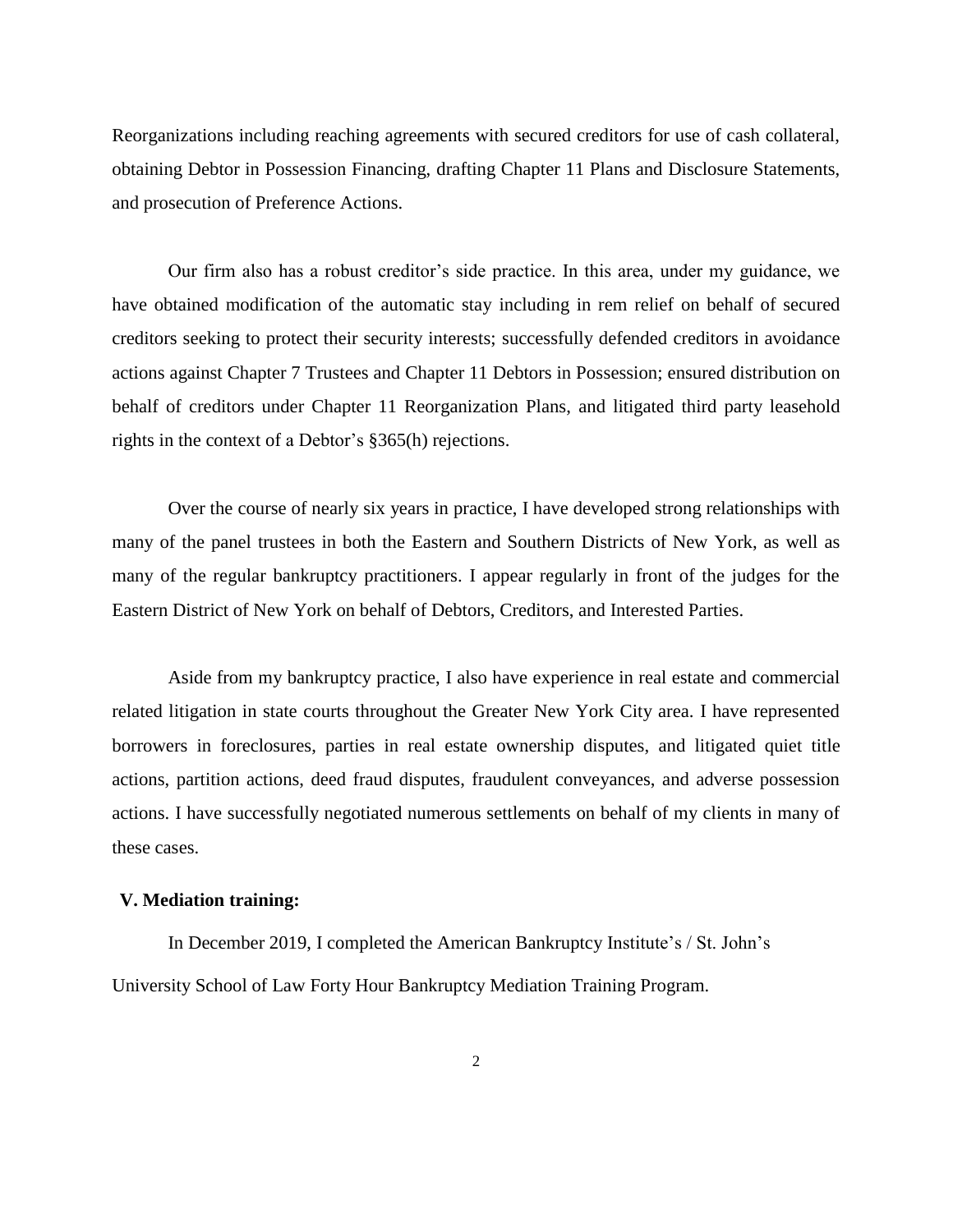Reorganizations including reaching agreements with secured creditors for use of cash collateral, obtaining Debtor in Possession Financing, drafting Chapter 11 Plans and Disclosure Statements, and prosecution of Preference Actions.

Our firm also has a robust creditor's side practice. In this area, under my guidance, we have obtained modification of the automatic stay including in rem relief on behalf of secured creditors seeking to protect their security interests; successfully defended creditors in avoidance actions against Chapter 7 Trustees and Chapter 11 Debtors in Possession; ensured distribution on behalf of creditors under Chapter 11 Reorganization Plans, and litigated third party leasehold rights in the context of a Debtor's §365(h) rejections.

Over the course of nearly six years in practice, I have developed strong relationships with many of the panel trustees in both the Eastern and Southern Districts of New York, as well as many of the regular bankruptcy practitioners. I appear regularly in front of the judges for the Eastern District of New York on behalf of Debtors, Creditors, and Interested Parties.

Aside from my bankruptcy practice, I also have experience in real estate and commercial related litigation in state courts throughout the Greater New York City area. I have represented borrowers in foreclosures, parties in real estate ownership disputes, and litigated quiet title actions, partition actions, deed fraud disputes, fraudulent conveyances, and adverse possession actions. I have successfully negotiated numerous settlements on behalf of my clients in many of these cases.

**V. Mediation training:**

In December 2019, I completed the American Bankruptcy Institute's / St. John's University School of Law Forty Hour Bankruptcy Mediation Training Program.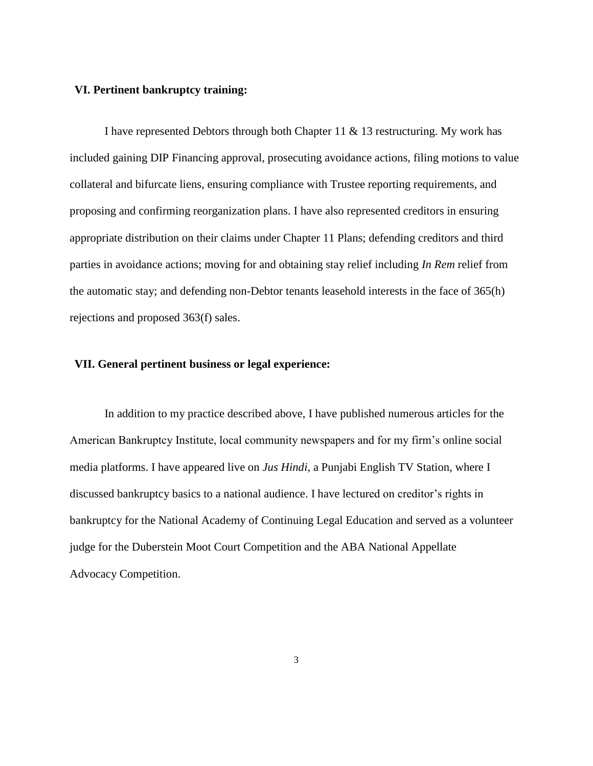## VI. Pertinent bankruptcy training:

I have represented Debtors through both Chapter 11 & 13 restructuring. My work has included gaining DIP Financing approval, prosecuting avoidance actions, filing motions to value collateral and bifurcate liens, ensuring compliance with Trustee reporting requirements, and proposing and confirming reorganization plans. I have also represented creditors in ensuring appropriate distribution on their claims under Chapter 11 Plans; defending creditors and third parties in avoidance actions; moving for and obtaining stay relief including *In Rem* relief from the automatic stay; and defending non-Debtor tenants leasehold interests in the face of 365(h) rejections and proposed 363(f) sales.

## VII. General pertinent business or legal experience:

In addition to my practice described above, I have published numerous articles for the American Bankruptcy Institute, local community newspapers and for my firm's online social media platforms. I have appeared live on *Jus Hindi*, a Punjabi English TV Station, where I discussed bankruptcy basics to a national audience. I have lectured on creditor's rights in bankruptcy for the National Academy of Continuing Legal Education and served as a volunteer judge for the Duberstein Moot Court Competition and the ABA National Appellate Advocacy Competition.